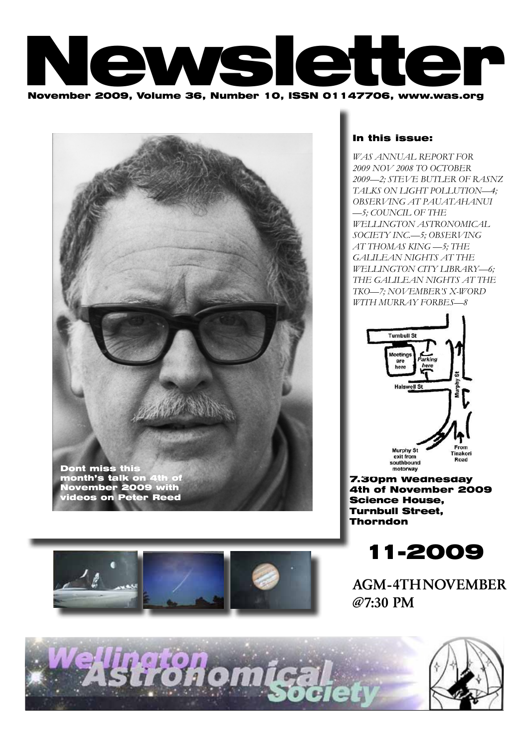# Newsletter

**November 2009, Volume 36, Number 10, ISSN 01147706, www.was.org**

**Dont miss this month's talk on 4th of November 2009 with videos on Peter Reed**

### In this issue:

*WAS ANNUAL REPORT FOR 2009 NOV 2008 TO OCTOBER 2009—2; STEVE BUTLER OF RASNZ TALKS ON LIGHT POLLUTION—4; OBSERVING AT PAUATAHANUI —5; COUNCIL OF THE WELLINGTON ASTRONOMICAL SOCIETY INC.—5; OBSERVING AT THOMAS KING —5; THE GALILEAN NIGHTS AT THE WELLINGTON CITY LIBRARY—6; THE GALILEAN NIGHTS AT THE TKO—7; NOVEMBER'S X-WORD WITH MURRAY FORBES—8*

Turnbull St
Meetings are here
Parking here
Halswell St
Murphy St
Murphy St exit from southbound motorway
From Tinakori Road

**7.30pm Wednesday 4th of November 2009 Science House, Turnbull Street, Thorndon**

# 11-2009

**AGM-4TH NOVEMBER @7:30 PM**

Wellington Astronomical Society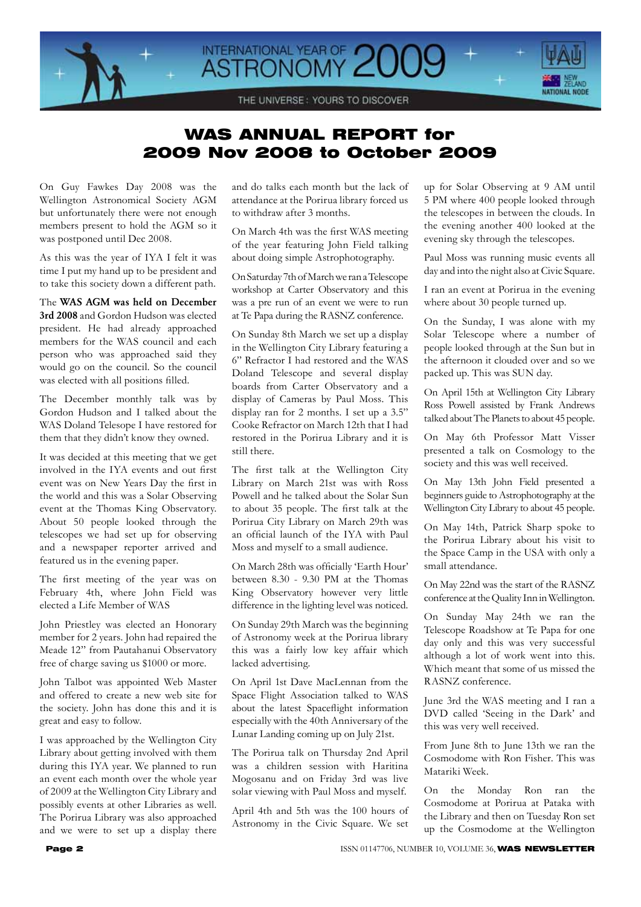# WAS ANNUAL REPORT for 2009 Nov 2008 to October 2009

On Guy Fawkes Day 2008 was the Wellington Astronomical Society AGM but unfortunately there were not enough members present to hold the AGM so it was postponed until Dec 2008.

As this was the year of IYA I felt it was time I put my hand up to be president and to take this society down a different path.

The **WAS AGM was held on December 3rd 2008** and Gordon Hudson was elected president. He had already approached members for the WAS council and each person who was approached said they would go on the council. So the council was elected with all positions filled.

The December monthly talk was by Gordon Hudson and I talked about the WAS Doland Telesope I have restored for them that they didn't know they owned.

It was decided at this meeting that we get involved in the IYA events and out first event was on New Years Day the first in the world and this was a Solar Observing event at the Thomas King Observatory. About 50 people looked through the telescopes we had set up for observing and a newspaper reporter arrived and featured us in the evening paper.

The first meeting of the year was on February 4th, where John Field was elected a Life Member of WAS

John Priestley was elected an Honorary member for 2 years. John had repaired the Meade 12" from Pautahanui Observatory free of charge saving us $1000 or more.

John Talbot was appointed Web Master and offered to create a new web site for the society. John has done this and it is great and easy to follow.

I was approached by the Wellington City Library about getting involved with them during this IYA year. We planned to run an event each month over the whole year of 2009 at the Wellington City Library and possibly events at other Libraries as well. The Porirua Library was also approached and we were to set up a display there and do talks each month but the lack of attendance at the Porirua library forced us to withdraw after 3 months.

On March 4th was the first WAS meeting of the year featuring John Field talking about doing simple Astrophotography.

On Saturday 7th of March we ran a Telescope workshop at Carter Observatory and this was a pre run of an event we were to run at Te Papa during the RASNZ conference.

On Sunday 8th March we set up a display in the Wellington City Library featuring a 6" Refractor I had restored and the WAS Doland Telescope and several display boards from Carter Observatory and a display of Cameras by Paul Moss. This display ran for 2 months. I set up a 3.5" Cooke Refractor on March 12th that I had restored in the Porirua Library and it is still there.

The first talk at the Wellington City Library on March 21st was with Ross Powell and he talked about the Solar Sun to about 35 people. The first talk at the Porirua City Library on March 29th was an official launch of the IYA with Paul Moss and myself to a small audience.

On March 28th was officially 'Earth Hour' between 8.30 - 9.30 PM at the Thomas King Observatory however very little difference in the lighting level was noticed.

On Sunday 29th March was the beginning of Astronomy week at the Porirua library this was a fairly low key affair which lacked advertising.

On April 1st Dave MacLennan from the Space Flight Association talked to WAS about the latest Spaceflight information especially with the 40th Anniversary of the Lunar Landing coming up on July 21st.

The Porirua talk on Thursday 2nd April was a children session with Haritina Mogosanu and on Friday 3rd was live solar viewing with Paul Moss and myself.

April 4th and 5th was the 100 hours of Astronomy in the Civic Square. We set up for Solar Observing at 9 AM until 5 PM where 400 people looked through the telescopes in between the clouds. In the evening another 400 looked at the evening sky through the telescopes.

Paul Moss was running music events all day and into the night also at Civic Square.

I ran an event at Porirua in the evening where about 30 people turned up.

On the Sunday, I was alone with my Solar Telescope where a number of people looked through at the Sun but in the afternoon it clouded over and so we packed up. This was SUN day.

On April 15th at Wellington City Library Ross Powell assisted by Frank Andrews talked about The Planets to about 45 people.

On May 6th Professor Matt Visser presented a talk on Cosmology to the society and this was well received.

On May 13th John Field presented a beginners guide to Astrophotography at the Wellington City Library to about 45 people.

On May 14th, Patrick Sharp spoke to the Porirua Library about his visit to the Space Camp in the USA with only a small attendance.

On May 22nd was the start of the RASNZ conference at the Quality Inn in Wellington.

On Sunday May 24th we ran the Telescope Roadshow at Te Papa for one day only and this was very successful although a lot of work went into this. Which meant that some of us missed the RASNZ conference.

June 3rd the WAS meeting and I ran a DVD called 'Seeing in the Dark' and this was very well received.

From June 8th to June 13th we ran the Cosmodome with Ron Fisher. This was Matariki Week.

On the Monday Ron ran the Cosmodome at Porirua at Pataka with the Library and then on Tuesday Ron set up the Cosmodome at the Wellington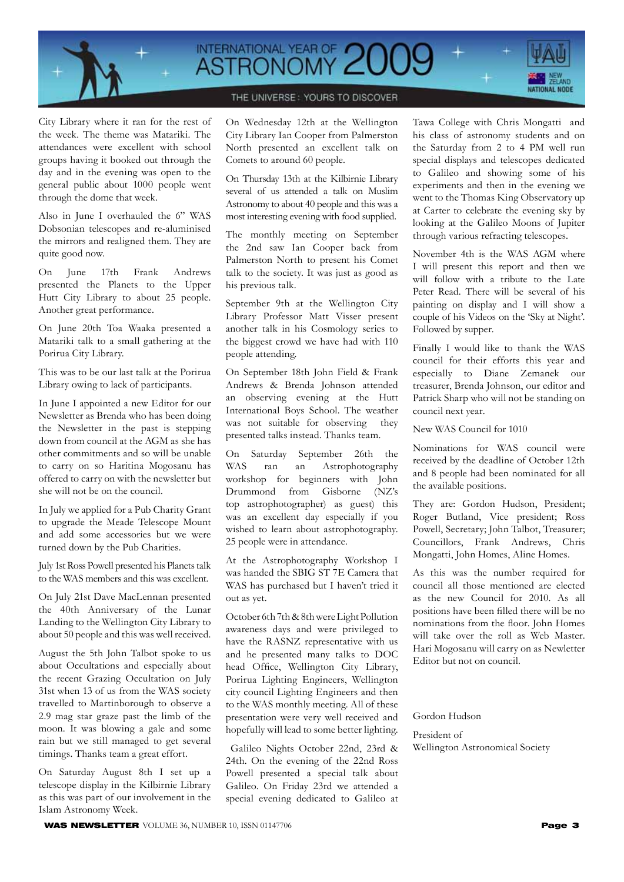City Library where it ran for the rest of the week. The theme was Matariki. The attendances were excellent with school groups having it booked out through the day and in the evening was open to the general public about 1000 people went through the dome that week.

Also in June I overhauled the 6" WAS Dobsonian telescopes and re-aluminised the mirrors and realigned them. They are quite good now.

On June 17th Frank Andrews presented the Planets to the Upper Hutt City Library to about 25 people. Another great performance.

On June 20th Toa Waaka presented a Matariki talk to a small gathering at the Porirua City Library.

This was to be our last talk at the Porirua Library owing to lack of participants.

In June I appointed a new Editor for our Newsletter as Brenda who has been doing the Newsletter in the past is stepping down from council at the AGM as she has other commitments and so will be unable to carry on so Haritina Mogosanu has offered to carry on with the newsletter but she will not be on the council.

In July we applied for a Pub Charity Grant to upgrade the Meade Telescope Mount and add some accessories but we were turned down by the Pub Charities.

July 1st Ross Powell presented his Planets talk to the WAS members and this was excellent.

On July 21st Dave MacLennan presented the 40th Anniversary of the Lunar Landing to the Wellington City Library to about 50 people and this was well received.

August the 5th John Talbot spoke to us about Occultations and especially about the recent Grazing Occultation on July 31st when 13 of us from the WAS society travelled to Martinborough to observe a 2.9 mag star graze past the limb of the moon. It was blowing a gale and some rain but we still managed to get several timings. Thanks team a great effort.

On Saturday August 8th I set up a telescope display in the Kilbirnie Library as this was part of our involvement in the Islam Astronomy Week.

On Wednesday 12th at the Wellington City Library Ian Cooper from Palmerston North presented an excellent talk on Comets to around 60 people.

On Thursday 13th at the Kilbirnie Library several of us attended a talk on Muslim Astronomy to about 40 people and this was a most interesting evening with food supplied.

The monthly meeting on September the 2nd saw Ian Cooper back from Palmerston North to present his Comet talk to the society. It was just as good as his previous talk.

September 9th at the Wellington City Library Professor Matt Visser present another talk in his Cosmology series to the biggest crowd we have had with 110 people attending.

On September 18th John Field & Frank Andrews & Brenda Johnson attended an observing evening at the Hutt International Boys School. The weather was not suitable for observing they presented talks instead. Thanks team.

On Saturday September 26th the WAS ran an Astrophotography workshop for beginners with John Drummond from Gisborne (NZ's top astrophotographer) as guest) this was an excellent day especially if you wished to learn about astrophotography. 25 people were in attendance.

At the Astrophotography Workshop I was handed the SBIG ST 7E Camera that WAS has purchased but I haven't tried it out as yet.

October 6th 7th & 8th were Light Pollution awareness days and were privileged to have the RASNZ representative with us and he presented many talks to DOC head Office, Wellington City Library, Porirua Lighting Engineers, Wellington city council Lighting Engineers and then to the WAS monthly meeting. All of these presentation were very well received and hopefully will lead to some better lighting.

Galileo Nights October 22nd, 23rd & 24th. On the evening of the 22nd Ross Powell presented a special talk about Galileo. On Friday 23rd we attended a special evening dedicated to Galileo at Tawa College with Chris Mongatti and his class of astronomy students and on the Saturday from 2 to 4 PM well run special displays and telescopes dedicated to Galileo and showing some of his experiments and then in the evening we went to the Thomas King Observatory up at Carter to celebrate the evening sky by looking at the Galileo Moons of Jupiter through various refracting telescopes.

November 4th is the WAS AGM where I will present this report and then we will follow with a tribute to the Late Peter Read. There will be several of his painting on display and I will show a couple of his Videos on the 'Sky at Night'. Followed by supper.

Finally I would like to thank the WAS council for their efforts this year and especially to Diane Zemanek our treasurer, Brenda Johnson, our editor and Patrick Sharp who will not be standing on council next year.

New WAS Council for 1010

Nominations for WAS council were received by the deadline of October 12th and 8 people had been nominated for all the available positions.

They are: Gordon Hudson, President; Roger Butland, Vice president; Ross Powell, Secretary; John Talbot, Treasurer; Councillors, Frank Andrews, Chris Mongatti, John Homes, Aline Homes.

As this was the number required for council all those mentioned are elected as the new Council for 2010. As all positions have been filled there will be no nominations from the floor. John Homes will take over the roll as Web Master. Hari Mogosanu will carry on as Newletter Editor but not on council.

Gordon Hudson

President of
Wellington Astronomical Society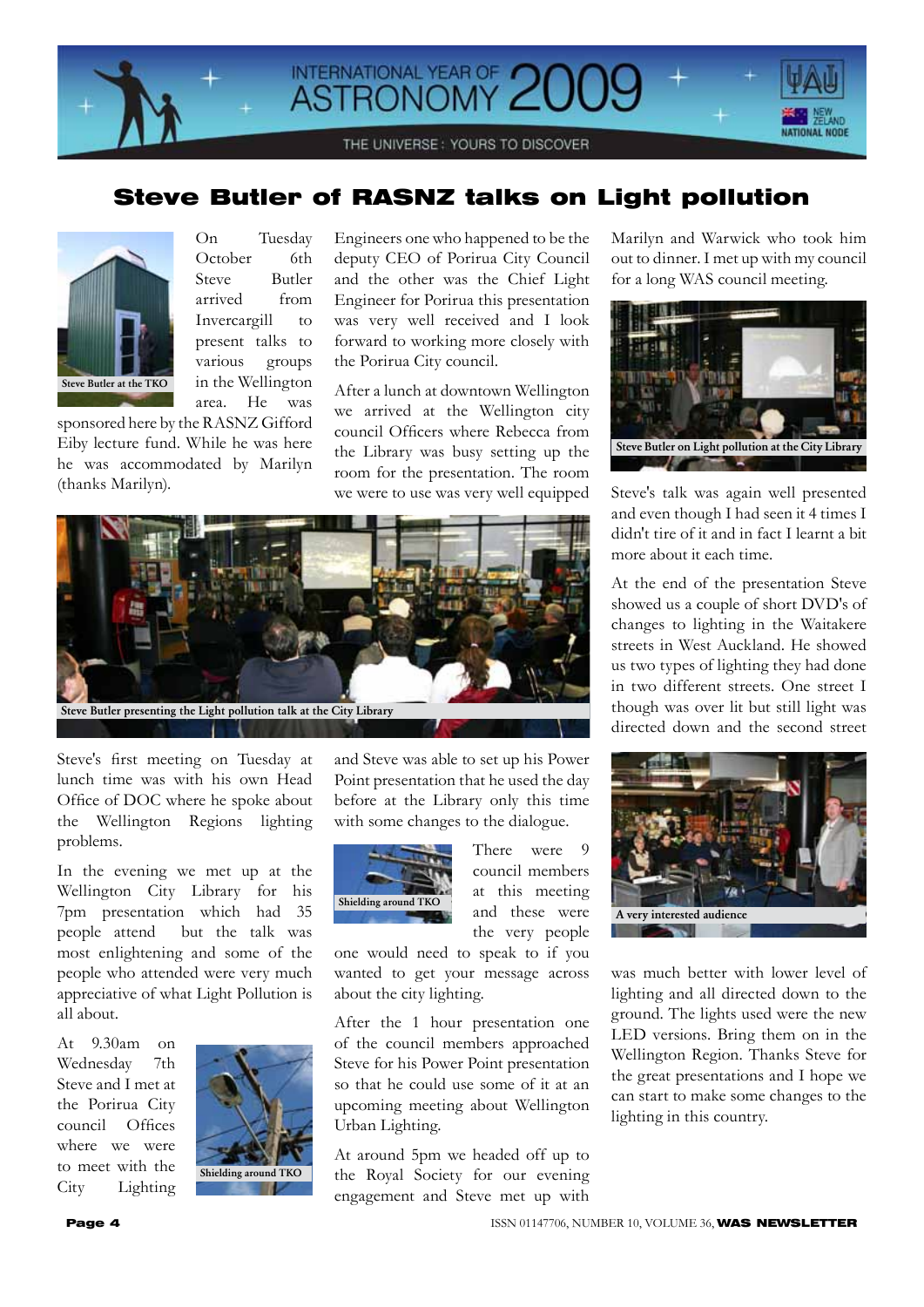# Steve Butler of RASNZ talks on Light pollution

Steve Butler at the TKO

On Tuesday October 6th Steve Butler arrived from Invercargill to present talks to various groups in the Wellington area. He was sponsored here by the RASNZ Gifford Eiby lecture fund. While he was here he was accommodated by Marilyn (thanks Marilyn).

Steve Butler presenting the Light pollution talk at the City Library

Steve's first meeting on Tuesday at lunch time was with his own Head Office of DOC where he spoke about the Wellington Regions lighting problems.

In the evening we met up at the Wellington City Library for his 7pm presentation which had 35 people attend but the talk was most enlightening and some of the people who attended were very much appreciative of what Light Pollution is all about.

At 9.30am on Wednesday 7th Steve and I met at the Porirua City council Offices where we were to meet with the City Lighting Engineers one who happened to be the deputy CEO of Porirua City Council and the other was the Chief Light Engineer for Porirua this presentation was very well received and I look forward to working more closely with the Porirua City council.

Shielding around TKO

After a lunch at downtown Wellington we arrived at the Wellington city council Officers where Rebecca from the Library was busy setting up the room for the presentation. The room we were to use was very well equipped and Steve was able to set up his Power Point presentation that he used the day before at the Library only this time with some changes to the dialogue.

Shielding around TKO

There were 9 council members at this meeting and these were the very people one would need to speak to if you wanted to get your message across about the city lighting.

After the 1 hour presentation one of the council members approached Steve for his Power Point presentation so that he could use some of it at an upcoming meeting about Wellington Urban Lighting.

At around 5pm we headed off up to the Royal Society for our evening engagement and Steve met up with Marilyn and Warwick who took him out to dinner. I met up with my council for a long WAS council meeting.

Steve Butler on Light pollution at the City Library

Steve's talk was again well presented and even though I had seen it 4 times I didn't tire of it and in fact I learnt a bit more about it each time.

At the end of the presentation Steve showed us a couple of short DVD's of changes to lighting in the Waitakere streets in West Auckland. He showed us two types of lighting they had done in two different streets. One street I though was over lit but still light was directed down and the second street was much better with lower level of lighting and all directed down to the ground. The lights used were the new LED versions. Bring them on in the Wellington Region. Thanks Steve for the great presentations and I hope we can start to make some changes to the lighting in this country.

A very interested audience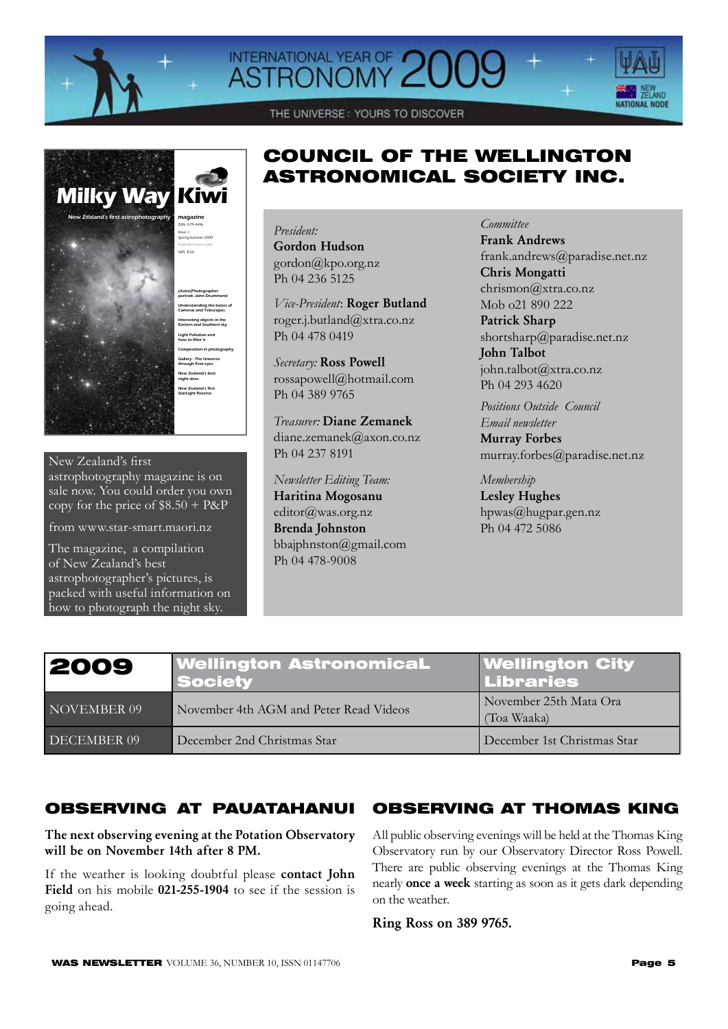INTERNATIONAL YEAR OF ASTRONOMY 2009

THE UNIVERSE : YOURS TO DISCOVER

NEW ZEALAND NATIONAL NODE

**Milky Way Kiwi**

New Zealand's first astrophotography magazine

magazine
ISSN 1179-4496
Issue 1
Spring-Summer 2009
Published twice a year
NZ$ 8.50

(Astro)Photographer portrait: John Drummond
Understanding the basics of Cameras and Telescopes
Interesting objects in the Eastern and Southern sky
Light Pollution and how to filter it
Composition in photography
Gallery : The Universe through Kiwi eyes
New Zealand's best night skies
New Zealand's first StarLight Reserve

New Zealand's first astrophotography magazine is on sale now. You could order you own copy for the price of $8.50 + P&P

from www.star-smart.maori.nz

The magazine, a compilation of New Zealand's best astrophotographer's pictures, is packed with useful information on how to photograph the night sky.

# COUNCIL OF THE WELLINGTON ASTRONOMICAL SOCIETY INC.

*President:*
**Gordon Hudson**
gordon@kpo.org.nz
Ph 04 236 5125

*Vice-President*: **Roger Butland**
roger.j.butland@xtra.co.nz
Ph 04 478 0419

*Secretary:* **Ross Powell**
rossapowell@hotmail.com
Ph 04 389 9765

*Treasurer:* **Diane Zemanek**
diane.zemanek@axon.co.nz
Ph 04 237 8191

*Newsletter Editing Team:*
**Haritina Mogosanu**
editor@was.org.nz
**Brenda Johnston**
bbajphnston@gmail.com
Ph 04 478-9008

*Committee*
**Frank Andrews**
frank.andrews@paradise.net.nz
**Chris Mongatti**
chrismon@xtra.co.nz
Mob o21 890 222
**Patrick Sharp**
shortsharp@paradise.net.nz
**John Talbot**
john.talbot@xtra.co.nz
Ph 04 293 4620

*Positions Outside Council*
*Email newsletter*
**Murray Forbes**
murray.forbes@paradise.net.nz

*Membership*
**Lesley Hughes**
hpwas@hugpar.gen.nz
Ph 04 472 5086

| 2009 | Wellington AstronomicaL Society | Wellington City Libraries |
|---|---|---|
| NOVEMBER 09 | November 4th AGM and Peter Read Videos | November 25th Mata Ora (Toa Waaka) |
| DECEMBER 09 | December 2nd Christmas Star | December 1st Christmas Star |

## OBSERVING AT PAUATAHANUI

**The next observing evening at the Potation Observatory will be on November 14th after 8 PM.**

If the weather is looking doubtful please **contact John Field** on his mobile **021-255-1904** to see if the session is going ahead.

## OBSERVING AT THOMAS KING

All public observing evenings will be held at the Thomas King Observatory run by our Observatory Director Ross Powell. There are public observing evenings at the Thomas King nearly **once a week** starting as soon as it gets dark depending on the weather.

**Ring Ross on 389 9765.**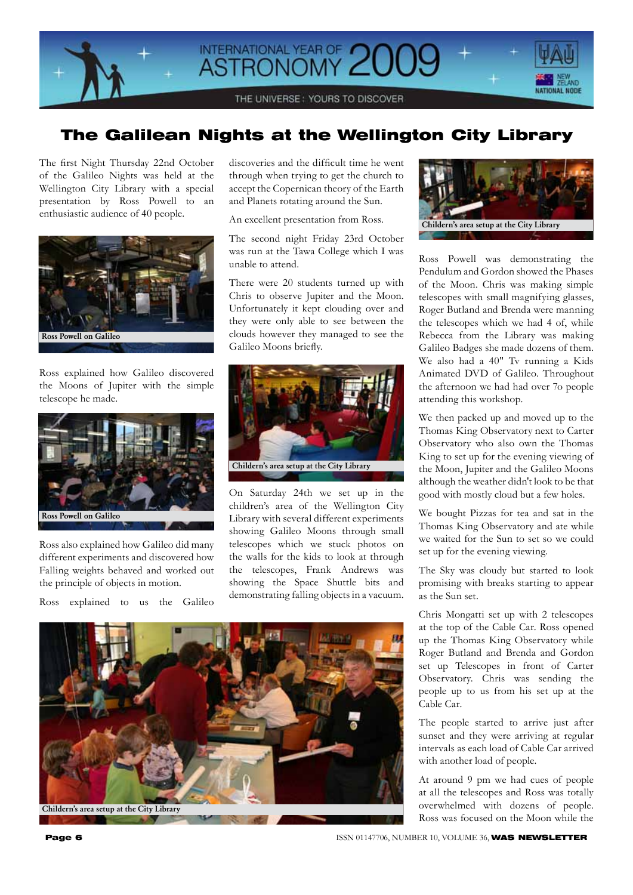# The Galilean Nights at the Wellington City Library

The first Night Thursday 22nd October of the Galileo Nights was held at the Wellington City Library with a special presentation by Ross Powell to an enthusiastic audience of 40 people.

Ross Powell on Galileo

Ross explained how Galileo discovered the Moons of Jupiter with the simple telescope he made.

Ross Powell on Galileo

Ross also explained how Galileo did many different experiments and discovered how Falling weights behaved and worked out the principle of objects in motion.

Ross explained to us the Galileo discoveries and the difficult time he went through when trying to get the church to accept the Copernican theory of the Earth and Planets rotating around the Sun.

An excellent presentation from Ross.

The second night Friday 23rd October was run at the Tawa College which I was unable to attend.

There were 20 students turned up with Chris to observe Jupiter and the Moon. Unfortunately it kept clouding over and they were only able to see between the clouds however they managed to see the Galileo Moons briefly.

Childern's area setup at the City Library

On Saturday 24th we set up in the children's area of the Wellington City Library with several different experiments showing Galileo Moons through small telescopes which we stuck photos on the walls for the kids to look at through the telescopes, Frank Andrews was showing the Space Shuttle bits and demonstrating falling objects in a vacuum.

Childern's area setup at the City Library

Childern's area setup at the City Library

Ross Powell was demonstrating the Pendulum and Gordon showed the Phases of the Moon. Chris was making simple telescopes with small magnifying glasses, Roger Butland and Brenda were manning the telescopes which we had 4 of, while Rebecca from the Library was making Galileo Badges she made dozens of them. We also had a 40" Tv running a Kids Animated DVD of Galileo. Throughout the afternoon we had had over 7o people attending this workshop.

We then packed up and moved up to the Thomas King Observatory next to Carter Observatory who also own the Thomas King to set up for the evening viewing of the Moon, Jupiter and the Galileo Moons although the weather didn't look to be that good with mostly cloud but a few holes.

We bought Pizzas for tea and sat in the Thomas King Observatory and ate while we waited for the Sun to set so we could set up for the evening viewing.

The Sky was cloudy but started to look promising with breaks starting to appear as the Sun set.

Chris Mongatti set up with 2 telescopes at the top of the Cable Car. Ross opened up the Thomas King Observatory while Roger Butland and Brenda and Gordon set up Telescopes in front of Carter Observatory. Chris was sending the people up to us from his set up at the Cable Car.

The people started to arrive just after sunset and they were arriving at regular intervals as each load of Cable Car arrived with another load of people.

At around 9 pm we had cues of people at all the telescopes and Ross was totally overwhelmed with dozens of people. Ross was focused on the Moon while the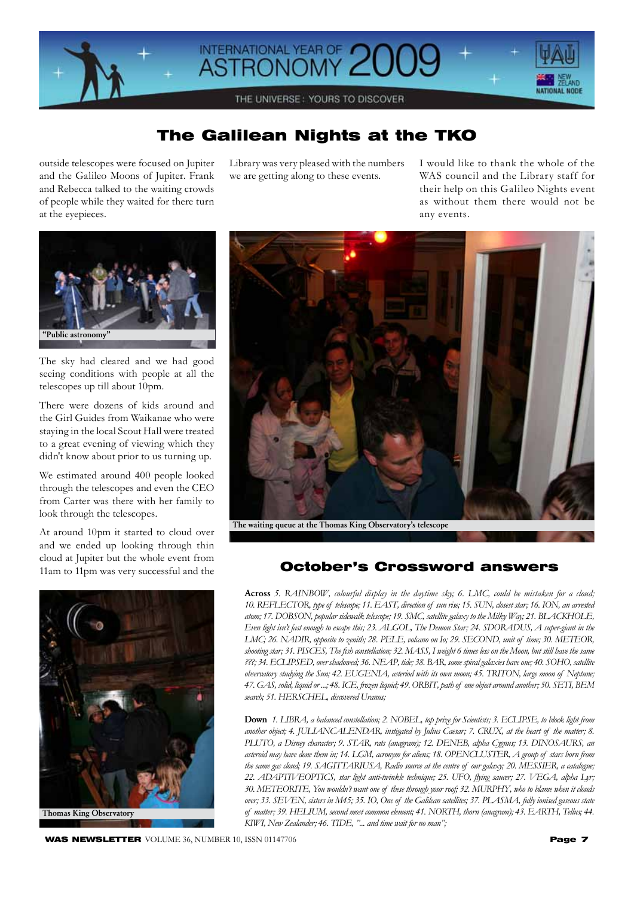# The Galilean Nights at the TKO

outside telescopes were focused on Jupiter and the Galileo Moons of Jupiter. Frank and Rebecca talked to the waiting crowds of people while they waited for there turn at the eyepieces.

"Public astronomy"

The sky had cleared and we had good seeing conditions with people at all the telescopes up till about 10pm.

There were dozens of kids around and the Girl Guides from Waikanae who were staying in the local Scout Hall were treated to a great evening of viewing which they didn't know about prior to us turning up.

We estimated around 400 people looked through the telescopes and even the CEO from Carter was there with her family to look through the telescopes.

At around 10pm it started to cloud over and we ended up looking through thin cloud at Jupiter but the whole event from 11am to 11pm was very successful and the Library was very pleased with the numbers we are getting along to these events.

I would like to thank the whole of the WAS council and the Library staff for their help on this Galileo Nights event as without them there would not be any events.

The waiting queue at the Thomas King Observatory's telescope

Thomas King Observatory

## October's Crossword answers

**Across** *5. RAINBOW, colourful display in the daytime sky; 6. LMC, could be mistaken for a cloud; 10. REFLECTOR, type of telescope; 11. EAST, direction of sun rise; 15. SUN, closest star; 16. ION, an arrested atom; 17. DOBSON, popular sidewalk telescope; 19. SMC, satellite galaxy to the Milky Way; 21. BLACKHOLE, Even light isn't fast enough to escape this; 23. ALGOL, The Demon Star; 24. SDORADUS, A super-giant in the LMC; 26. NADIR, opposite to zenith; 28. PELE, volcano on Io; 29. SECOND, unit of time; 30. METEOR, shooting star; 31. PISCES, The fish constellation; 32. MASS, I weight 6 times less on the Moon, but still have the same ???; 34. ECLIPSED, over shadowed; 36. NEAP, tide; 38. BAR, some spiral galaxies have one; 40. SOHO, satellite observatory studying the Sun; 42. EUGENIA, asteriod with its own moon; 45. TRITON, large moon of Neptune; 47. GAS, solid, liquid or ...; 48. ICE, frozen liquid; 49. ORBIT, path of one object around another; 50. SETI, BEM search; 51. HERSCHEL, discovered Uranus;*

**Down** *1. LIBRA, a balanced constellation; 2. NOBEL, top prize for Scientists; 3. ECLIPSE, to block light from another object; 4. JULIANCALENDAR, instigated by Julius Caesar; 7. CRUX, at the heart of the matter; 8. PLUTO, a Disney character; 9. STAR, rats (anagram); 12. DENEB, alpha Cygnus; 13. DINOSAURS, an asteroid may have done them in; 14. LGM, acronym for aliens; 18. OPENCLUSTER, A group of stars born from the same gas cloud; 19. SAGITTARIUSA, Radio source at the centre of our galaxy; 20. MESSIER, a catalogue; 22. ADAPTIVEOPTICS, star light anti-twinkle technique; 25. UFO, flying saucer; 27. VEGA, alpha Lyr; 30. METEORITE, You wouldn't want one of these through your roof; 32. MURPHY, who to blame when it clouds over; 33. SEVEN, sisters in M45; 35. IO, One of the Galilean satellites; 37. PLASMA, fully ionised gaseous state of matter; 39. HELIUM, second most common element; 41. NORTH, thorn (anagram); 43. EARTH, Tellus; 44. KIWI, New Zealander; 46. TIDE, "... and time wait for no man";*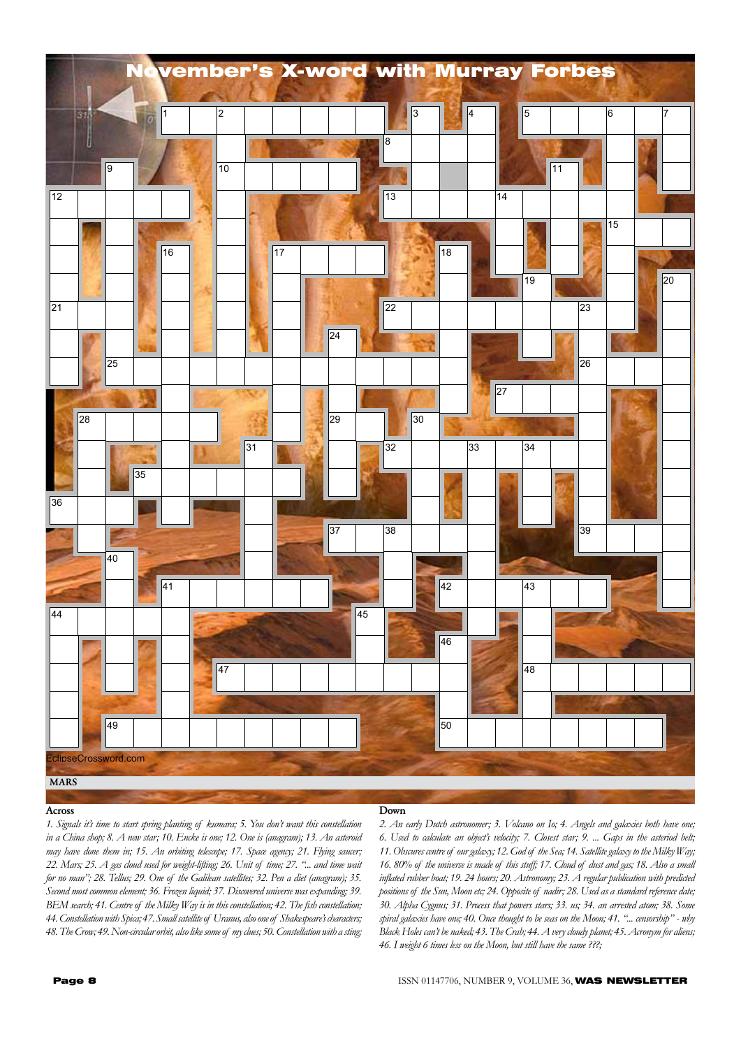# November's X-word with Murray Forbes

EclipseCrossword.com

MARS

**Across**

*1. Signals it's time to start spring planting of kumara; 5. You don't want this constellation in a China shop; 8. A new star; 10. Encke is one; 12. One is (anagram); 13. An asteroid may have done them in; 15. An orbiting telescope; 17. Space agency; 21. Flying saucer; 22. Mars; 25. A gas cloud used for weight-lifting; 26. Unit of time; 27. "... and time wait for no man"; 28. Tellus; 29. One of the Galilean satellites; 32. Pen a diet (anagram); 35. Second most common element; 36. Frozen liquid; 37. Discovered universe was expanding; 39. BEM search; 41. Centre of the Milky Way is in this constellation; 42. The fish constellation; 44. Constellation with Spica; 47. Small satellite of Uranus, also one of Shakespeare's characters; 48. The Crow; 49. Non-circular orbit, also like some of my clues; 50. Constellation with a sting;*

**Down**

*2. An early Dutch astronomer; 3. Volcano on Io; 4. Angels and galaxies both have one; 6. Used to calculate an object's velocity; 7. Closest star; 9. ... Gaps in the asteroid belt; 11. Obscures centre of our galaxy; 12. God of the Sea; 14. Satellite galaxy to the Milky Way; 16. 80% of the universe is made of this stuff; 17. Cloud of dust and gas; 18. Also a small inflated rubber boat; 19. 24 hours; 20. Astronomy; 23. A regular publication with predicted positions of the Sun, Moon etc; 24. Opposite of nadir; 28. Used as a standard reference date; 30. Alpha Cygnus; 31. Process that powers stars; 33. us; 34. an arrested atom; 38. Some spiral galaxies have one; 40. Once thought to be seas on the Moon; 41. "... censorship" - why Black Holes can't be naked; 43. The Crab; 44. A very cloudy planet; 45. Acronym for aliens; 46. I weight 6 times less on the Moon, but still have the same ???;*